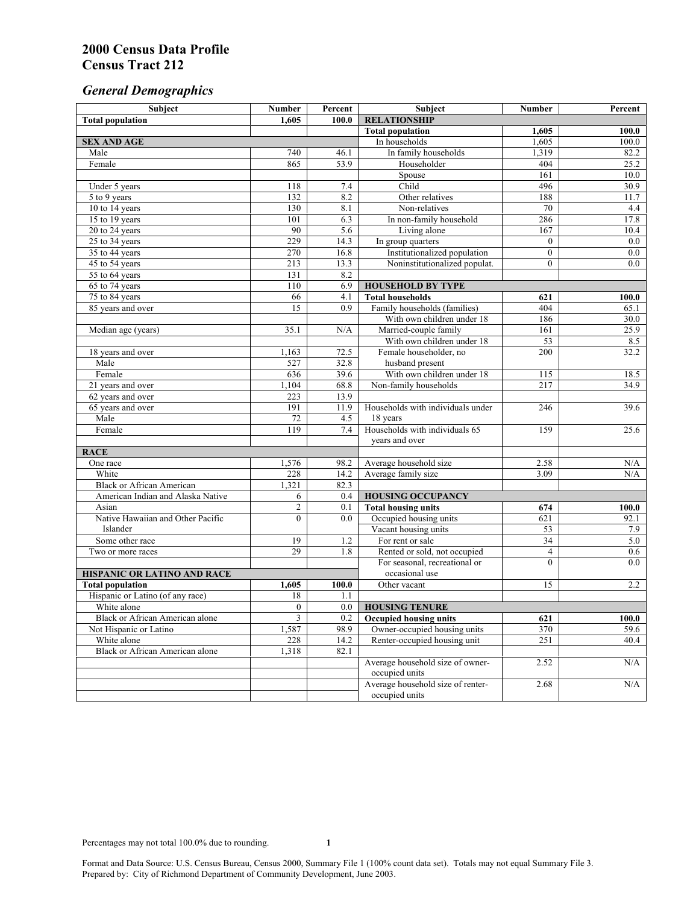# 2000 Census Data Profile
# Census Tract 212

## *General Demographics*

| Subject | Number | Percent | Subject | Number | Percent |
|---|---|---|---|---|---|
| **Total population** | **1,605** | **100.0** | **RELATIONSHIP** | | |
| | | | **Total population** | **1,605** | **100.0** |
| **SEX AND AGE** | | | In households | 1,605 | 100.0 |
| Male | 740 | 46.1 | In family households | 1,319 | 82.2 |
| Female | 865 | 53.9 | Householder | 404 | 25.2 |
| | | | Spouse | 161 | 10.0 |
| Under 5 years | 118 | 7.4 | Child | 496 | 30.9 |
| 5 to 9 years | 132 | 8.2 | Other relatives | 188 | 11.7 |
| 10 to 14 years | 130 | 8.1 | Non-relatives | 70 | 4.4 |
| 15 to 19 years | 101 | 6.3 | In non-family household | 286 | 17.8 |
| 20 to 24 years | 90 | 5.6 | Living alone | 167 | 10.4 |
| 25 to 34 years | 229 | 14.3 | In group quarters | 0 | 0.0 |
| 35 to 44 years | 270 | 16.8 | Institutionalized population | 0 | 0.0 |
| 45 to 54 years | 213 | 13.3 | Noninstitutionalized populat. | 0 | 0.0 |
| 55 to 64 years | 131 | 8.2 | | | |
| 65 to 74 years | 110 | 6.9 | **HOUSEHOLD BY TYPE** | | |
| 75 to 84 years | 66 | 4.1 | **Total households** | **621** | **100.0** |
| 85 years and over | 15 | 0.9 | Family households (families) | 404 | 65.1 |
| | | | With own children under 18 | 186 | 30.0 |
| Median age (years) | 35.1 | N/A | Married-couple family | 161 | 25.9 |
| | | | With own children under 18 | 53 | 8.5 |
| 18 years and over | 1,163 | 72.5 | Female householder, no husband present | 200 | 32.2 |
| Male | 527 | 32.8 | | | |
| Female | 636 | 39.6 | With own children under 18 | 115 | 18.5 |
| 21 years and over | 1,104 | 68.8 | Non-family households | 217 | 34.9 |
| 62 years and over | 223 | 13.9 | | | |
| 65 years and over | 191 | 11.9 | Households with individuals under 18 years | 246 | 39.6 |
| Male | 72 | 4.5 | | | |
| Female | 119 | 7.4 | Households with individuals 65 years and over | 159 | 25.6 |
| **RACE** | | | | | |
| One race | 1,576 | 98.2 | Average household size | 2.58 | N/A |
| White | 228 | 14.2 | Average family size | 3.09 | N/A |
| Black or African American | 1,321 | 82.3 | | | |
| American Indian and Alaska Native | 6 | 0.4 | **HOUSING OCCUPANCY** | | |
| Asian | 2 | 0.1 | **Total housing units** | **674** | **100.0** |
| Native Hawaiian and Other Pacific Islander | 0 | 0.0 | Occupied housing units | 621 | 92.1 |
| | | | Vacant housing units | 53 | 7.9 |
| Some other race | 19 | 1.2 | For rent or sale | 34 | 5.0 |
| Two or more races | 29 | 1.8 | Rented or sold, not occupied | 4 | 0.6 |
| | | | For seasonal, recreational or occasional use | 0 | 0.0 |
| **HISPANIC OR LATINO AND RACE** | | | | | |
| **Total population** | **1,605** | **100.0** | Other vacant | 15 | 2.2 |
| Hispanic or Latino (of any race) | 18 | 1.1 | | | |
| White alone | 0 | 0.0 | **HOUSING TENURE** | | |
| Black or African American alone | 3 | 0.2 | **Occupied housing units** | **621** | **100.0** |
| Not Hispanic or Latino | 1,587 | 98.9 | Owner-occupied housing units | 370 | 59.6 |
| White alone | 228 | 14.2 | Renter-occupied housing unit | 251 | 40.4 |
| Black or African American alone | 1,318 | 82.1 | | | |
| | | | Average household size of owner-occupied units | 2.52 | N/A |
| | | | Average household size of renter-occupied units | 2.68 | N/A |

Percentages may not total 100.0% due to rounding.

Format and Data Source: U.S. Census Bureau, Census 2000, Summary File 1 (100% count data set). Totals may not equal Summary File 3.
Prepared by: City of Richmond Department of Community Development, June 2003.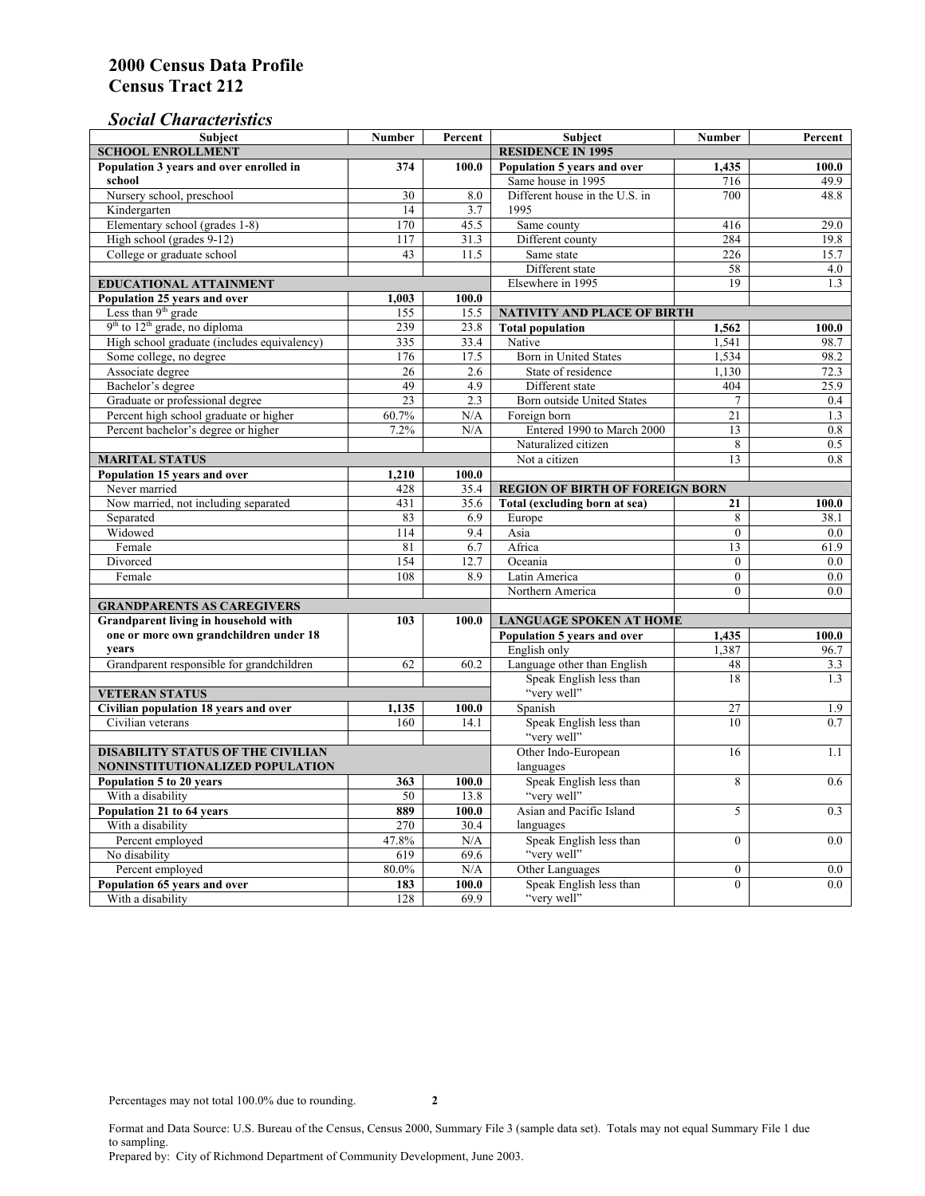# 2000 Census Data Profile
# Census Tract 212

## *Social Characteristics*

| Subject | Number | Percent |
|---|---|---|
| **SCHOOL ENROLLMENT** | | |
| **Population 3 years and over enrolled in school** | **374** | **100.0** |
| Nursery school, preschool | 30 | 8.0 |
| Kindergarten | 14 | 3.7 |
| Elementary school (grades 1-8) | 170 | 45.5 |
| High school (grades 9-12) | 117 | 31.3 |
| College or graduate school | 43 | 11.5 |
| **EDUCATIONAL ATTAINMENT** | | |
| **Population 25 years and over** | **1,003** | **100.0** |
| Less than 9th grade | 155 | 15.5 |
| 9th to 12th grade, no diploma | 239 | 23.8 |
| High school graduate (includes equivalency) | 335 | 33.4 |
| Some college, no degree | 176 | 17.5 |
| Associate degree | 26 | 2.6 |
| Bachelor's degree | 49 | 4.9 |
| Graduate or professional degree | 23 | 2.3 |
| Percent high school graduate or higher | 60.7% | N/A |
| Percent bachelor's degree or higher | 7.2% | N/A |
| **MARITAL STATUS** | | |
| **Population 15 years and over** | **1,210** | **100.0** |
| Never married | 428 | 35.4 |
| Now married, not including separated | 431 | 35.6 |
| Separated | 83 | 6.9 |
| Widowed | 114 | 9.4 |
| Female | 81 | 6.7 |
| Divorced | 154 | 12.7 |
| Female | 108 | 8.9 |
| **GRANDPARENTS AS CAREGIVERS** | | |
| **Grandparent living in household with one or more own grandchildren under 18 years** | **103** | **100.0** |
| Grandparent responsible for grandchildren | 62 | 60.2 |
| **VETERAN STATUS** | | |
| **Civilian population 18 years and over** | **1,135** | **100.0** |
| Civilian veterans | 160 | 14.1 |
| **DISABILITY STATUS OF THE CIVILIAN NONINSTITUTIONALIZED POPULATION** | | |
| **Population 5 to 20 years** | **363** | **100.0** |
| With a disability | 50 | 13.8 |
| **Population 21 to 64 years** | **889** | **100.0** |
| With a disability | 270 | 30.4 |
| Percent employed | 47.8% | N/A |
| No disability | 619 | 69.6 |
| Percent employed | 80.0% | N/A |
| **Population 65 years and over** | **183** | **100.0** |
| With a disability | 128 | 69.9 |

| Subject | Number | Percent |
|---|---|---|
| **RESIDENCE IN 1995** | | |
| **Population 5 years and over** | **1,435** | **100.0** |
| Same house in 1995 | 716 | 49.9 |
| Different house in the U.S. in 1995 | 700 | 48.8 |
| Same county | 416 | 29.0 |
| Different county | 284 | 19.8 |
| Same state | 226 | 15.7 |
| Different state | 58 | 4.0 |
| Elsewhere in 1995 | 19 | 1.3 |
| **NATIVITY AND PLACE OF BIRTH** | | |
| **Total population** | **1,562** | **100.0** |
| Native | 1,541 | 98.7 |
| Born in United States | 1,534 | 98.2 |
| State of residence | 1,130 | 72.3 |
| Different state | 404 | 25.9 |
| Born outside United States | 7 | 0.4 |
| Foreign born | 21 | 1.3 |
| Entered 1990 to March 2000 | 13 | 0.8 |
| Naturalized citizen | 8 | 0.5 |
| Not a citizen | 13 | 0.8 |
| **REGION OF BIRTH OF FOREIGN BORN** | | |
| **Total (excluding born at sea)** | **21** | **100.0** |
| Europe | 8 | 38.1 |
| Asia | 0 | 0.0 |
| Africa | 13 | 61.9 |
| Oceania | 0 | 0.0 |
| Latin America | 0 | 0.0 |
| Northern America | 0 | 0.0 |
| **LANGUAGE SPOKEN AT HOME** | | |
| **Population 5 years and over** | **1,435** | **100.0** |
| English only | 1,387 | 96.7 |
| Language other than English | 48 | 3.3 |
| Speak English less than "very well" | 18 | 1.3 |
| Spanish | 27 | 1.9 |
| Speak English less than "very well" | 10 | 0.7 |
| Other Indo-European languages | 16 | 1.1 |
| Speak English less than "very well" | 8 | 0.6 |
| Asian and Pacific Island languages | 5 | 0.3 |
| Speak English less than "very well" | 0 | 0.0 |
| Other Languages | 0 | 0.0 |
| Speak English less than "very well" | 0 | 0.0 |

Percentages may not total 100.0% due to rounding.

Format and Data Source: U.S. Bureau of the Census, Census 2000, Summary File 3 (sample data set). Totals may not equal Summary File 1 due to sampling.
Prepared by: City of Richmond Department of Community Development, June 2003.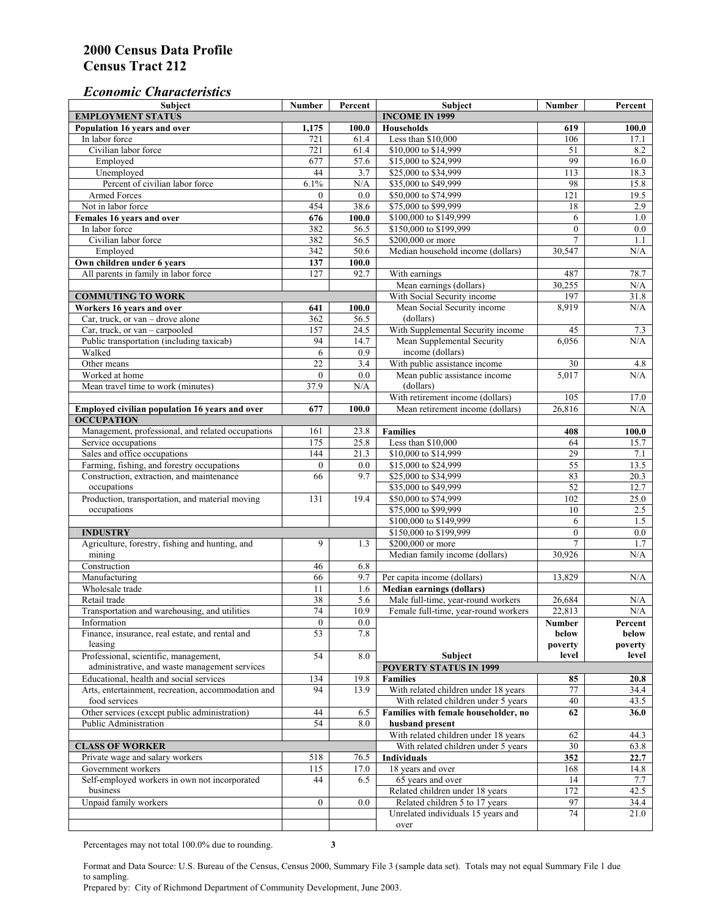# 2000 Census Data Profile
# Census Tract 212

## *Economic Characteristics*

| Subject | Number | Percent |
|---|---|---|
| **EMPLOYMENT STATUS** | | |
| **Population 16 years and over** | **1,175** | **100.0** |
| In labor force | 721 | 61.4 |
| Civilian labor force | 721 | 61.4 |
| Employed | 677 | 57.6 |
| Unemployed | 44 | 3.7 |
| Percent of civilian labor force | 6.1% | N/A |
| Armed Forces | 0 | 0.0 |
| Not in labor force | 454 | 38.6 |
| **Females 16 years and over** | **676** | **100.0** |
| In labor force | 382 | 56.5 |
| Civilian labor force | 382 | 56.5 |
| Employed | 342 | 50.6 |
| **Own children under 6 years** | **137** | **100.0** |
| All parents in family in labor force | 127 | 92.7 |
| **COMMUTING TO WORK** | | |
| **Workers 16 years and over** | **641** | **100.0** |
| Car, truck, or van – drove alone | 362 | 56.5 |
| Car, truck, or van – carpooled | 157 | 24.5 |
| Public transportation (including taxicab) | 94 | 14.7 |
| Walked | 6 | 0.9 |
| Other means | 22 | 3.4 |
| Worked at home | 0 | 0.0 |
| Mean travel time to work (minutes) | 37.9 | N/A |
| **Employed civilian population 16 years and over** | **677** | **100.0** |
| **OCCUPATION** | | |
| Management, professional, and related occupations | 161 | 23.8 |
| Service occupations | 175 | 25.8 |
| Sales and office occupations | 144 | 21.3 |
| Farming, fishing, and forestry occupations | 0 | 0.0 |
| Construction, extraction, and maintenance occupations | 66 | 9.7 |
| Production, transportation, and material moving occupations | 131 | 19.4 |
| **INDUSTRY** | | |
| Agriculture, forestry, fishing and hunting, and mining | 9 | 1.3 |
| Construction | 46 | 6.8 |
| Manufacturing | 66 | 9.7 |
| Wholesale trade | 11 | 1.6 |
| Retail trade | 38 | 5.6 |
| Transportation and warehousing, and utilities | 74 | 10.9 |
| Information | 0 | 0.0 |
| Finance, insurance, real estate, and rental and leasing | 53 | 7.8 |
| Professional, scientific, management, administrative, and waste management services | 54 | 8.0 |
| Educational, health and social services | 134 | 19.8 |
| Arts, entertainment, recreation, accommodation and food services | 94 | 13.9 |
| Other services (except public administration) | 44 | 6.5 |
| Public Administration | 54 | 8.0 |
| **CLASS OF WORKER** | | |
| Private wage and salary workers | 518 | 76.5 |
| Government workers | 115 | 17.0 |
| Self-employed workers in own not incorporated business | 44 | 6.5 |
| Unpaid family workers | 0 | 0.0 |

| Subject | Number | Percent |
|---|---|---|
| **INCOME IN 1999** | | |
| **Households** | **619** | **100.0** |
| Less than $10,000 | 106 | 17.1 |
| $10,000 to $14,999 | 51 | 8.2 |
| $15,000 to $24,999 | 99 | 16.0 |
| $25,000 to $34,999 | 113 | 18.3 |
| $35,000 to $49,999 | 98 | 15.8 |
| $50,000 to $74,999 | 121 | 19.5 |
| $75,000 to $99,999 | 18 | 2.9 |
| $100,000 to $149,999 | 6 | 1.0 |
| $150,000 to $199,999 | 0 | 0.0 |
| $200,000 or more | 7 | 1.1 |
| Median household income (dollars) | 30,547 | N/A |
| With earnings | 487 | 78.7 |
| Mean earnings (dollars) | 30,255 | N/A |
| With Social Security income | 197 | 31.8 |
| Mean Social Security income (dollars) | 8,919 | N/A |
| With Supplemental Security income | 45 | 7.3 |
| Mean Supplemental Security income (dollars) | 6,056 | N/A |
| With public assistance income | 30 | 4.8 |
| Mean public assistance income (dollars) | 5,017 | N/A |
| With retirement income (dollars) | 105 | 17.0 |
| Mean retirement income (dollars) | 26,816 | N/A |
| **Families** | **408** | **100.0** |
| Less than $10,000 | 64 | 15.7 |
| $10,000 to $14,999 | 29 | 7.1 |
| $15,000 to $24,999 | 55 | 13.5 |
| $25,000 to $34,999 | 83 | 20.3 |
| $35,000 to $49,999 | 52 | 12.7 |
| $50,000 to $74,999 | 102 | 25.0 |
| $75,000 to $99,999 | 10 | 2.5 |
| $100,000 to $149,999 | 6 | 1.5 |
| $150,000 to $199,999 | 0 | 0.0 |
| $200,000 or more | 7 | 1.7 |
| Median family income (dollars) | 30,926 | N/A |
| Per capita income (dollars) | 13,829 | N/A |
| **Median earnings (dollars)** | | |
| Male full-time, year-round workers | 26,684 | N/A |
| Female full-time, year-round workers | 22,813 | N/A |

| Subject | Number below poverty level | Percent below poverty level |
|---|---|---|
| **POVERTY STATUS IN 1999** | | |
| **Families** | **85** | **20.8** |
| With related children under 18 years | 77 | 34.4 |
| With related children under 5 years | 40 | 43.5 |
| **Families with female householder, no husband present** | **62** | **36.0** |
| With related children under 18 years | 62 | 44.3 |
| With related children under 5 years | 30 | 63.8 |
| **Individuals** | **352** | **22.7** |
| 18 years and over | 168 | 14.8 |
| 65 years and over | 14 | 7.7 |
| Related children under 18 years | 172 | 42.5 |
| Related children 5 to 17 years | 97 | 34.4 |
| Unrelated individuals 15 years and over | 74 | 21.0 |

Percentages may not total 100.0% due to rounding.

Format and Data Source: U.S. Bureau of the Census, Census 2000, Summary File 3 (sample data set). Totals may not equal Summary File 1 due to sampling.
Prepared by: City of Richmond Department of Community Development, June 2003.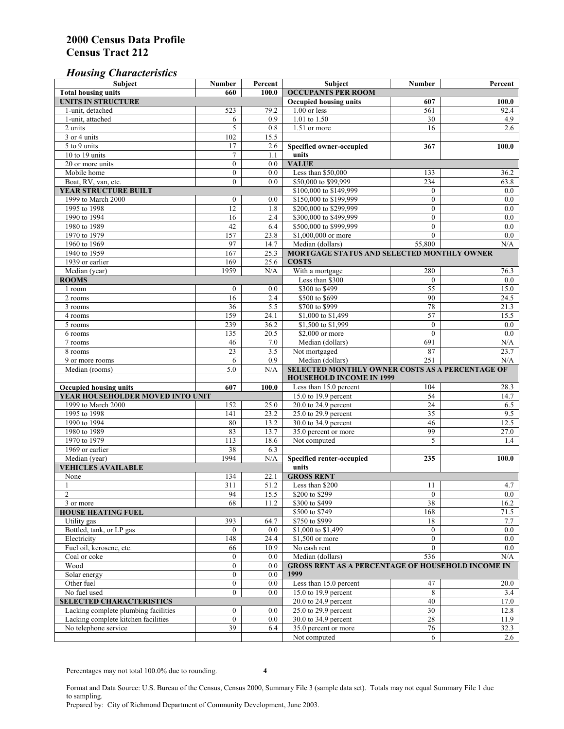# 2000 Census Data Profile
# Census Tract 212

## *Housing Characteristics*

| Subject | Number | Percent | Subject | Number | Percent |
|---|---|---|---|---|---|
| **Total housing units** | **660** | **100.0** | **OCCUPANTS PER ROOM** | | |
| **UNITS IN STRUCTURE** | | | **Occupied housing units** | **607** | **100.0** |
| 1-unit, detached | 523 | 79.2 | 1.00 or less | 561 | 92.4 |
| 1-unit, attached | 6 | 0.9 | 1.01 to 1.50 | 30 | 4.9 |
| 2 units | 5 | 0.8 | 1.51 or more | 16 | 2.6 |
| 3 or 4 units | 102 | 15.5 | | | |
| 5 to 9 units | 17 | 2.6 | **Specified owner-occupied units** | **367** | **100.0** |
| 10 to 19 units | 7 | 1.1 | | | |
| 20 or more units | 0 | 0.0 | **VALUE** | | |
| Mobile home | 0 | 0.0 | Less than $50,000 | 133 | 36.2 |
| Boat, RV, van, etc. | 0 | 0.0 | $50,000 to $99,999 | 234 | 63.8 |
| **YEAR STRUCTURE BUILT** | | | $100,000 to $149,999 | 0 | 0.0 |
| 1999 to March 2000 | 0 | 0.0 | $150,000 to $199,999 | 0 | 0.0 |
| 1995 to 1998 | 12 | 1.8 | $200,000 to $299,999 | 0 | 0.0 |
| 1990 to 1994 | 16 | 2.4 | $300,000 to $499,999 | 0 | 0.0 |
| 1980 to 1989 | 42 | 6.4 | $500,000 to $999,999 | 0 | 0.0 |
| 1970 to 1979 | 157 | 23.8 | $1,000,000 or more | 0 | 0.0 |
| 1960 to 1969 | 97 | 14.7 | Median (dollars) | 55,800 | N/A |
| 1940 to 1959 | 167 | 25.3 | **MORTGAGE STATUS AND SELECTED MONTHLY OWNER COSTS** | | |
| 1939 or earlier | 169 | 25.6 | | | |
| Median (year) | 1959 | N/A | With a mortgage | 280 | 76.3 |
| **ROOMS** | | | Less than $300 | 0 | 0.0 |
| 1 room | 0 | 0.0 | $300 to $499 | 55 | 15.0 |
| 2 rooms | 16 | 2.4 | $500 to $699 | 90 | 24.5 |
| 3 rooms | 36 | 5.5 | $700 to $999 | 78 | 21.3 |
| 4 rooms | 159 | 24.1 | $1,000 to $1,499 | 57 | 15.5 |
| 5 rooms | 239 | 36.2 | $1,500 to $1,999 | 0 | 0.0 |
| 6 rooms | 135 | 20.5 | $2,000 or more | 0 | 0.0 |
| 7 rooms | 46 | 7.0 | Median (dollars) | 691 | N/A |
| 8 rooms | 23 | 3.5 | Not mortgaged | 87 | 23.7 |
| 9 or more rooms | 6 | 0.9 | Median (dollars) | 251 | N/A |
| Median (rooms) | 5.0 | N/A | **SELECTED MONTHLY OWNER COSTS AS A PERCENTAGE OF HOUSEHOLD INCOME IN 1999** | | |
| | | | | | |
| **Occupied housing units** | **607** | **100.0** | Less than 15.0 percent | 104 | 28.3 |
| **YEAR HOUSEHOLDER MOVED INTO UNIT** | | | 15.0 to 19.9 percent | 54 | 14.7 |
| 1999 to March 2000 | 152 | 25.0 | 20.0 to 24.9 percent | 24 | 6.5 |
| 1995 to 1998 | 141 | 23.2 | 25.0 to 29.9 percent | 35 | 9.5 |
| 1990 to 1994 | 80 | 13.2 | 30.0 to 34.9 percent | 46 | 12.5 |
| 1980 to 1989 | 83 | 13.7 | 35.0 percent or more | 99 | 27.0 |
| 1970 to 1979 | 113 | 18.6 | Not computed | 5 | 1.4 |
| 1969 or earlier | 38 | 6.3 | | | |
| Median (year) | 1994 | N/A | **Specified renter-occupied units** | **235** | **100.0** |
| **VEHICLES AVAILABLE** | | | | | |
| None | 134 | 22.1 | **GROSS RENT** | | |
| 1 | 311 | 51.2 | Less than $200 | 11 | 4.7 |
| 2 | 94 | 15.5 | $200 to $299 | 0 | 0.0 |
| 3 or more | 68 | 11.2 | $300 to $499 | 38 | 16.2 |
| **HOUSE HEATING FUEL** | | | $500 to $749 | 168 | 71.5 |
| Utility gas | 393 | 64.7 | $750 to $999 | 18 | 7.7 |
| Bottled, tank, or LP gas | 0 | 0.0 | $1,000 to $1,499 | 0 | 0.0 |
| Electricity | 148 | 24.4 | $1,500 or more | 0 | 0.0 |
| Fuel oil, kerosene, etc. | 66 | 10.9 | No cash rent | 0 | 0.0 |
| Coal or coke | 0 | 0.0 | Median (dollars) | 536 | N/A |
| Wood | 0 | 0.0 | **GROSS RENT AS A PERCENTAGE OF HOUSEHOLD INCOME IN 1999** | | |
| Solar energy | 0 | 0.0 | | | |
| Other fuel | 0 | 0.0 | Less than 15.0 percent | 47 | 20.0 |
| No fuel used | 0 | 0.0 | 15.0 to 19.9 percent | 8 | 3.4 |
| **SELECTED CHARACTERISTICS** | | | 20.0 to 24.9 percent | 40 | 17.0 |
| Lacking complete plumbing facilities | 0 | 0.0 | 25.0 to 29.9 percent | 30 | 12.8 |
| Lacking complete kitchen facilities | 0 | 0.0 | 30.0 to 34.9 percent | 28 | 11.9 |
| No telephone service | 39 | 6.4 | 35.0 percent or more | 76 | 32.3 |
| | | | Not computed | 6 | 2.6 |

Percentages may not total 100.0% due to rounding.

Format and Data Source: U.S. Bureau of the Census, Census 2000, Summary File 3 (sample data set). Totals may not equal Summary File 1 due to sampling.
Prepared by: City of Richmond Department of Community Development, June 2003.